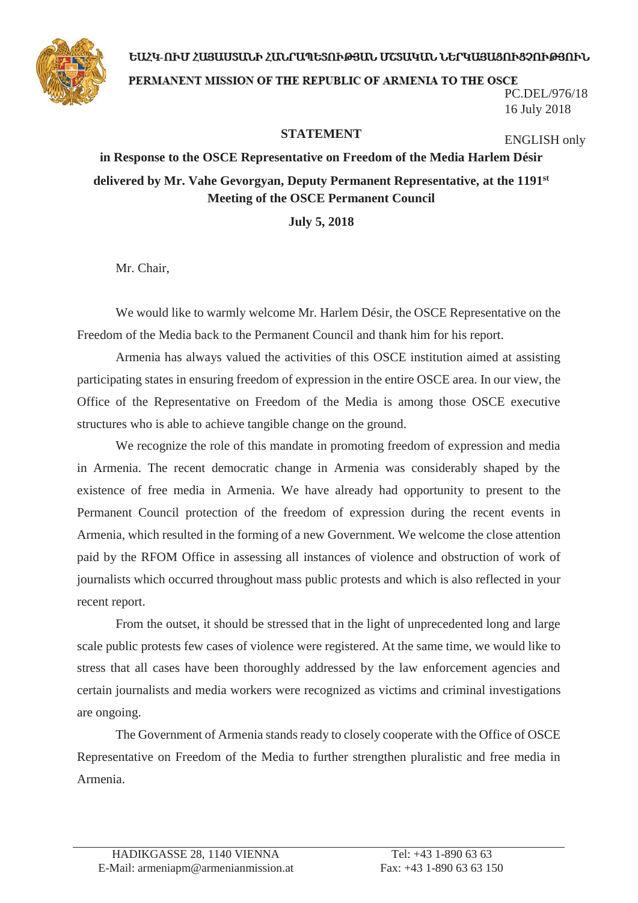ԵԱՀԿ-ՈՒՄ ՀԱՅԱՍՏԱՆԻ ՀԱՆՐԱՊԵՏՈՒԹՅԱՆ ՄՇՏԱԿԱՆ ՆԵՐԿԱՅԱՑՈՒՑՉՈՒԹՅՈՒՆ

PERMANENT MISSION OF THE REPUBLIC OF ARMENIA TO THE OSCE

PC.DEL/976/18
16 July 2018

ENGLISH only

**STATEMENT**

**in Response to the OSCE Representative on Freedom of the Media Harlem Désir**

**delivered by Mr. Vahe Gevorgyan, Deputy Permanent Representative, at the 1191st Meeting of the OSCE Permanent Council**

**July 5, 2018**

Mr. Chair,

We would like to warmly welcome Mr. Harlem Désir, the OSCE Representative on the Freedom of the Media back to the Permanent Council and thank him for his report.

Armenia has always valued the activities of this OSCE institution aimed at assisting participating states in ensuring freedom of expression in the entire OSCE area. In our view, the Office of the Representative on Freedom of the Media is among those OSCE executive structures who is able to achieve tangible change on the ground.

We recognize the role of this mandate in promoting freedom of expression and media in Armenia. The recent democratic change in Armenia was considerably shaped by the existence of free media in Armenia. We have already had opportunity to present to the Permanent Council protection of the freedom of expression during the recent events in Armenia, which resulted in the forming of a new Government. We welcome the close attention paid by the RFOM Office in assessing all instances of violence and obstruction of work of journalists which occurred throughout mass public protests and which is also reflected in your recent report.

From the outset, it should be stressed that in the light of unprecedented long and large scale public protests few cases of violence were registered. At the same time, we would like to stress that all cases have been thoroughly addressed by the law enforcement agencies and certain journalists and media workers were recognized as victims and criminal investigations are ongoing.

The Government of Armenia stands ready to closely cooperate with the Office of OSCE Representative on Freedom of the Media to further strengthen pluralistic and free media in Armenia.

HADIKGASSE 28, 1140 VIENNA
E-Mail: armeniapm@armenianmission.at

Tel: +43 1-890 63 63
Fax: +43 1-890 63 63 150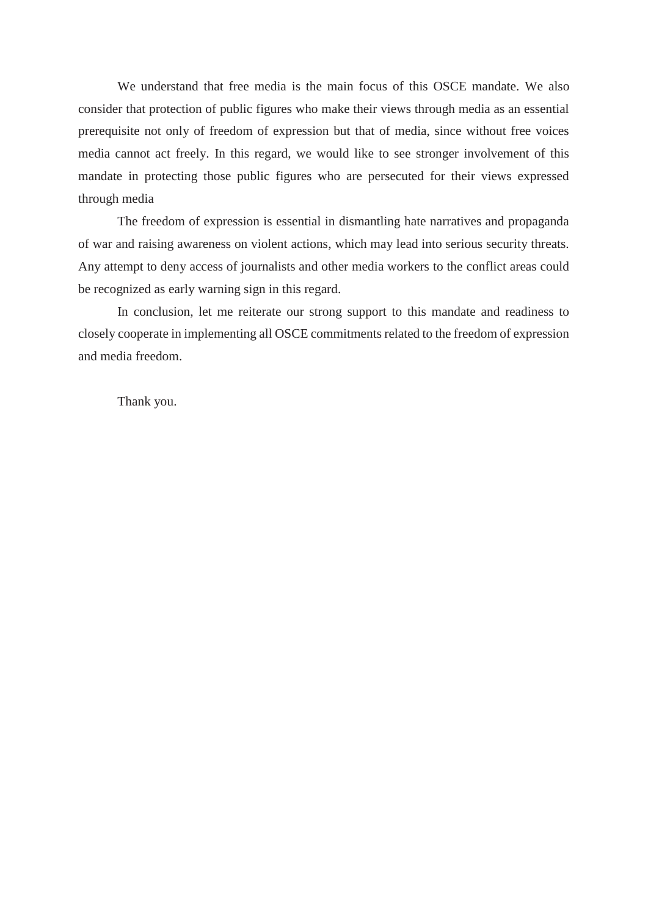We understand that free media is the main focus of this OSCE mandate. We also consider that protection of public figures who make their views through media as an essential prerequisite not only of freedom of expression but that of media, since without free voices media cannot act freely. In this regard, we would like to see stronger involvement of this mandate in protecting those public figures who are persecuted for their views expressed through media

The freedom of expression is essential in dismantling hate narratives and propaganda of war and raising awareness on violent actions, which may lead into serious security threats. Any attempt to deny access of journalists and other media workers to the conflict areas could be recognized as early warning sign in this regard.

In conclusion, let me reiterate our strong support to this mandate and readiness to closely cooperate in implementing all OSCE commitments related to the freedom of expression and media freedom.

Thank you.